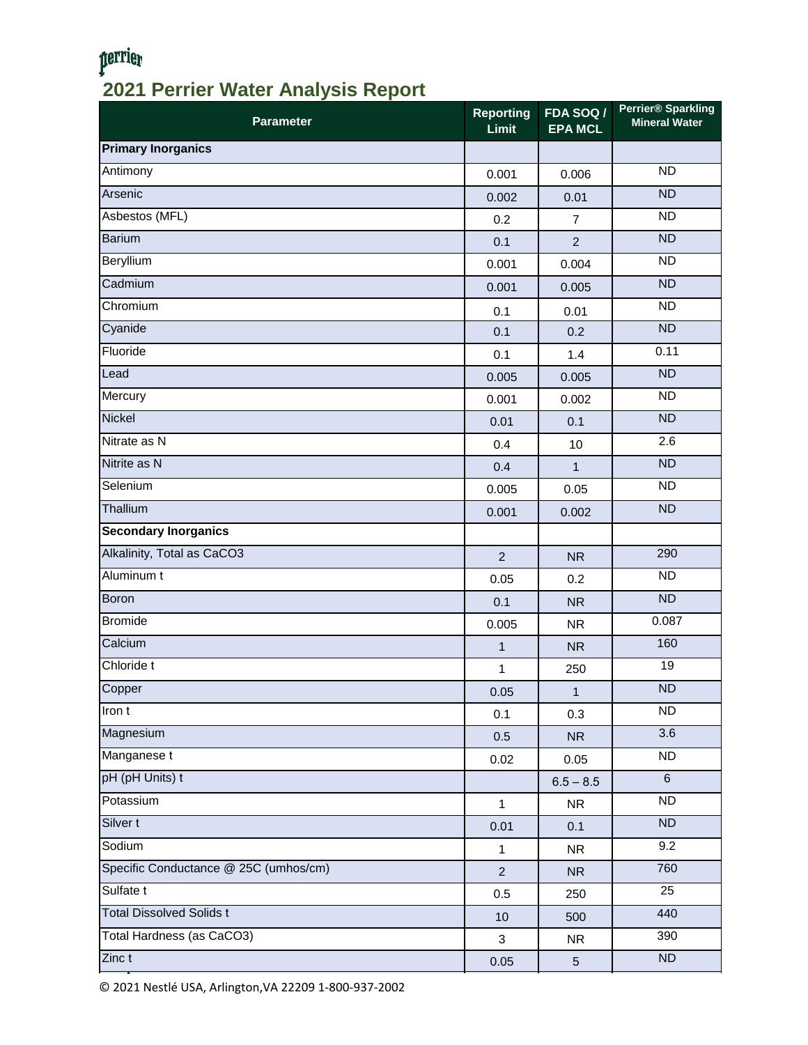perrier

# 2021 Perrier Water Analysis Report

| Parameter | Reporting Limit | FDA SOQ / EPA MCL | Perrier® Sparkling Mineral Water |
|---|---|---|---|
| **Primary Inorganics** | | | |
| Antimony | 0.001 | 0.006 | ND |
| Arsenic | 0.002 | 0.01 | ND |
| Asbestos (MFL) | 0.2 | 7 | ND |
| Barium | 0.1 | 2 | ND |
| Beryllium | 0.001 | 0.004 | ND |
| Cadmium | 0.001 | 0.005 | ND |
| Chromium | 0.1 | 0.01 | ND |
| Cyanide | 0.1 | 0.2 | ND |
| Fluoride | 0.1 | 1.4 | 0.11 |
| Lead | 0.005 | 0.005 | ND |
| Mercury | 0.001 | 0.002 | ND |
| Nickel | 0.01 | 0.1 | ND |
| Nitrate as N | 0.4 | 10 | 2.6 |
| Nitrite as N | 0.4 | 1 | ND |
| Selenium | 0.005 | 0.05 | ND |
| Thallium | 0.001 | 0.002 | ND |
| **Secondary Inorganics** | | | |
| Alkalinity, Total as CaCO3 | 2 | NR | 290 |
| Aluminum t | 0.05 | 0.2 | ND |
| Boron | 0.1 | NR | ND |
| Bromide | 0.005 | NR | 0.087 |
| Calcium | 1 | NR | 160 |
| Chloride t | 1 | 250 | 19 |
| Copper | 0.05 | 1 | ND |
| Iron t | 0.1 | 0.3 | ND |
| Magnesium | 0.5 | NR | 3.6 |
| Manganese t | 0.02 | 0.05 | ND |
| pH (pH Units) t | | 6.5 – 8.5 | 6 |
| Potassium | 1 | NR | ND |
| Silver t | 0.01 | 0.1 | ND |
| Sodium | 1 | NR | 9.2 |
| Specific Conductance @ 25C (umhos/cm) | 2 | NR | 760 |
| Sulfate t | 0.5 | 250 | 25 |
| Total Dissolved Solids t | 10 | 500 | 440 |
| Total Hardness (as CaCO3) | 3 | NR | 390 |
| Zinc t | 0.05 | 5 | ND |

© 2021 Nestlé USA, Arlington,VA 22209 1-800-937-2002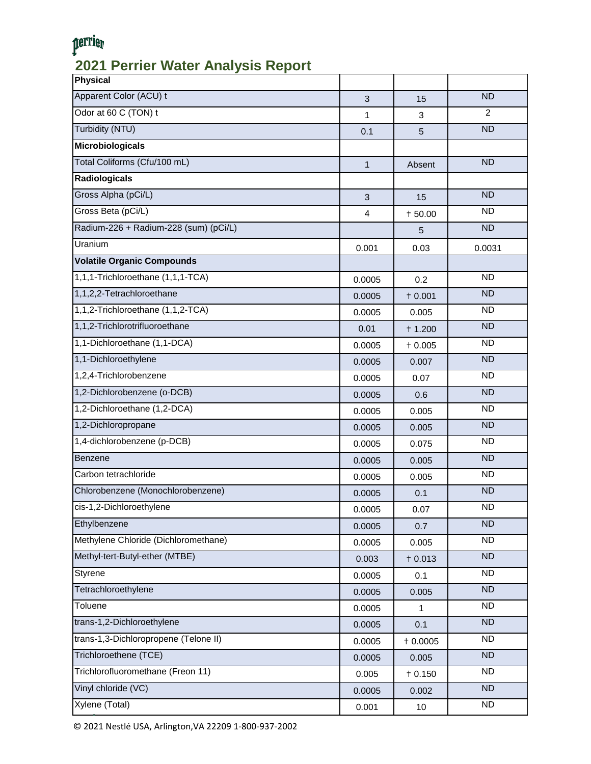# 2021 Perrier Water Analysis Report

| Physical | | | |
|---|---|---|---|
| Apparent Color (ACU) t | 3 | 15 | ND |
| Odor at 60 C (TON) t | 1 | 3 | 2 |
| Turbidity (NTU) | 0.1 | 5 | ND |
| **Microbiologicals** | | | |
| Total Coliforms (Cfu/100 mL) | 1 | Absent | ND |
| **Radiologicals** | | | |
| Gross Alpha (pCi/L) | 3 | 15 | ND |
| Gross Beta (pCi/L) | 4 | † 50.00 | ND |
| Radium-226 + Radium-228 (sum) (pCi/L) | | 5 | ND |
| Uranium | 0.001 | 0.03 | 0.0031 |
| **Volatile Organic Compounds** | | | |
| 1,1,1-Trichloroethane (1,1,1-TCA) | 0.0005 | 0.2 | ND |
| 1,1,2,2-Tetrachloroethane | 0.0005 | † 0.001 | ND |
| 1,1,2-Trichloroethane (1,1,2-TCA) | 0.0005 | 0.005 | ND |
| 1,1,2-Trichlorotrifluoroethane | 0.01 | † 1.200 | ND |
| 1,1-Dichloroethane (1,1-DCA) | 0.0005 | † 0.005 | ND |
| 1,1-Dichloroethylene | 0.0005 | 0.007 | ND |
| 1,2,4-Trichlorobenzene | 0.0005 | 0.07 | ND |
| 1,2-Dichlorobenzene (o-DCB) | 0.0005 | 0.6 | ND |
| 1,2-Dichloroethane (1,2-DCA) | 0.0005 | 0.005 | ND |
| 1,2-Dichloropropane | 0.0005 | 0.005 | ND |
| 1,4-dichlorobenzene (p-DCB) | 0.0005 | 0.075 | ND |
| Benzene | 0.0005 | 0.005 | ND |
| Carbon tetrachloride | 0.0005 | 0.005 | ND |
| Chlorobenzene (Monochlorobenzene) | 0.0005 | 0.1 | ND |
| cis-1,2-Dichloroethylene | 0.0005 | 0.07 | ND |
| Ethylbenzene | 0.0005 | 0.7 | ND |
| Methylene Chloride (Dichloromethane) | 0.0005 | 0.005 | ND |
| Methyl-tert-Butyl-ether (MTBE) | 0.003 | † 0.013 | ND |
| Styrene | 0.0005 | 0.1 | ND |
| Tetrachloroethylene | 0.0005 | 0.005 | ND |
| Toluene | 0.0005 | 1 | ND |
| trans-1,2-Dichloroethylene | 0.0005 | 0.1 | ND |
| trans-1,3-Dichloropropene (Telone II) | 0.0005 | † 0.0005 | ND |
| Trichloroethene (TCE) | 0.0005 | 0.005 | ND |
| Trichlorofluoromethane (Freon 11) | 0.005 | † 0.150 | ND |
| Vinyl chloride (VC) | 0.0005 | 0.002 | ND |
| Xylene (Total) | 0.001 | 10 | ND |

© 2021 Nestlé USA, Arlington,VA 22209 1-800-937-2002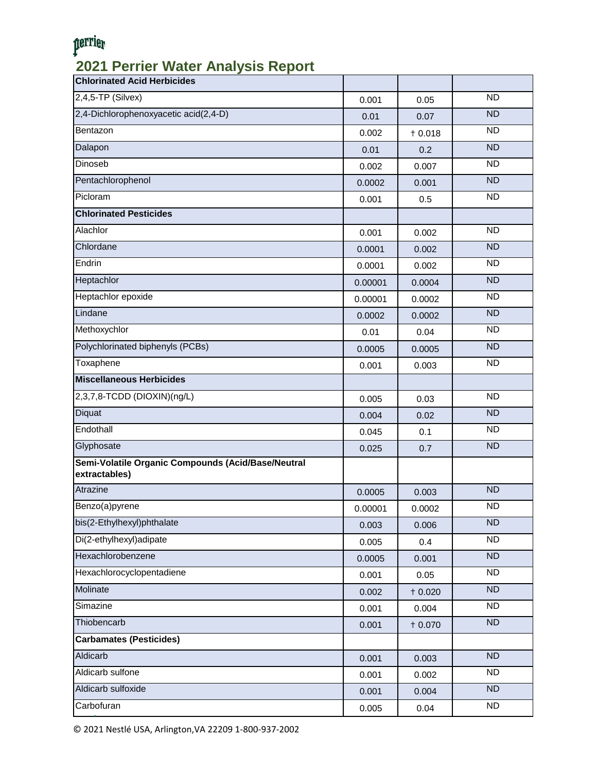# 2021 Perrier Water Analysis Report

| Chlorinated Acid Herbicides | | | |
|---|---|---|---|
| 2,4,5-TP (Silvex) | 0.001 | 0.05 | ND |
| 2,4-Dichlorophenoxyacetic acid(2,4-D) | 0.01 | 0.07 | ND |
| Bentazon | 0.002 | † 0.018 | ND |
| Dalapon | 0.01 | 0.2 | ND |
| Dinoseb | 0.002 | 0.007 | ND |
| Pentachlorophenol | 0.0002 | 0.001 | ND |
| Picloram | 0.001 | 0.5 | ND |
| **Chlorinated Pesticides** | | | |
| Alachlor | 0.001 | 0.002 | ND |
| Chlordane | 0.0001 | 0.002 | ND |
| Endrin | 0.0001 | 0.002 | ND |
| Heptachlor | 0.00001 | 0.0004 | ND |
| Heptachlor epoxide | 0.00001 | 0.0002 | ND |
| Lindane | 0.0002 | 0.0002 | ND |
| Methoxychlor | 0.01 | 0.04 | ND |
| Polychlorinated biphenyls (PCBs) | 0.0005 | 0.0005 | ND |
| Toxaphene | 0.001 | 0.003 | ND |
| **Miscellaneous Herbicides** | | | |
| 2,3,7,8-TCDD (DIOXIN)(ng/L) | 0.005 | 0.03 | ND |
| Diquat | 0.004 | 0.02 | ND |
| Endothall | 0.045 | 0.1 | ND |
| Glyphosate | 0.025 | 0.7 | ND |
| **Semi-Volatile Organic Compounds (Acid/Base/Neutral extractables)** | | | |
| Atrazine | 0.0005 | 0.003 | ND |
| Benzo(a)pyrene | 0.00001 | 0.0002 | ND |
| bis(2-Ethylhexyl)phthalate | 0.003 | 0.006 | ND |
| Di(2-ethylhexyl)adipate | 0.005 | 0.4 | ND |
| Hexachlorobenzene | 0.0005 | 0.001 | ND |
| Hexachlorocyclopentadiene | 0.001 | 0.05 | ND |
| Molinate | 0.002 | † 0.020 | ND |
| Simazine | 0.001 | 0.004 | ND |
| Thiobencarb | 0.001 | † 0.070 | ND |
| **Carbamates (Pesticides)** | | | |
| Aldicarb | 0.001 | 0.003 | ND |
| Aldicarb sulfone | 0.001 | 0.002 | ND |
| Aldicarb sulfoxide | 0.001 | 0.004 | ND |
| Carbofuran | 0.005 | 0.04 | ND |

© 2021 Nestlé USA, Arlington,VA 22209 1-800-937-2002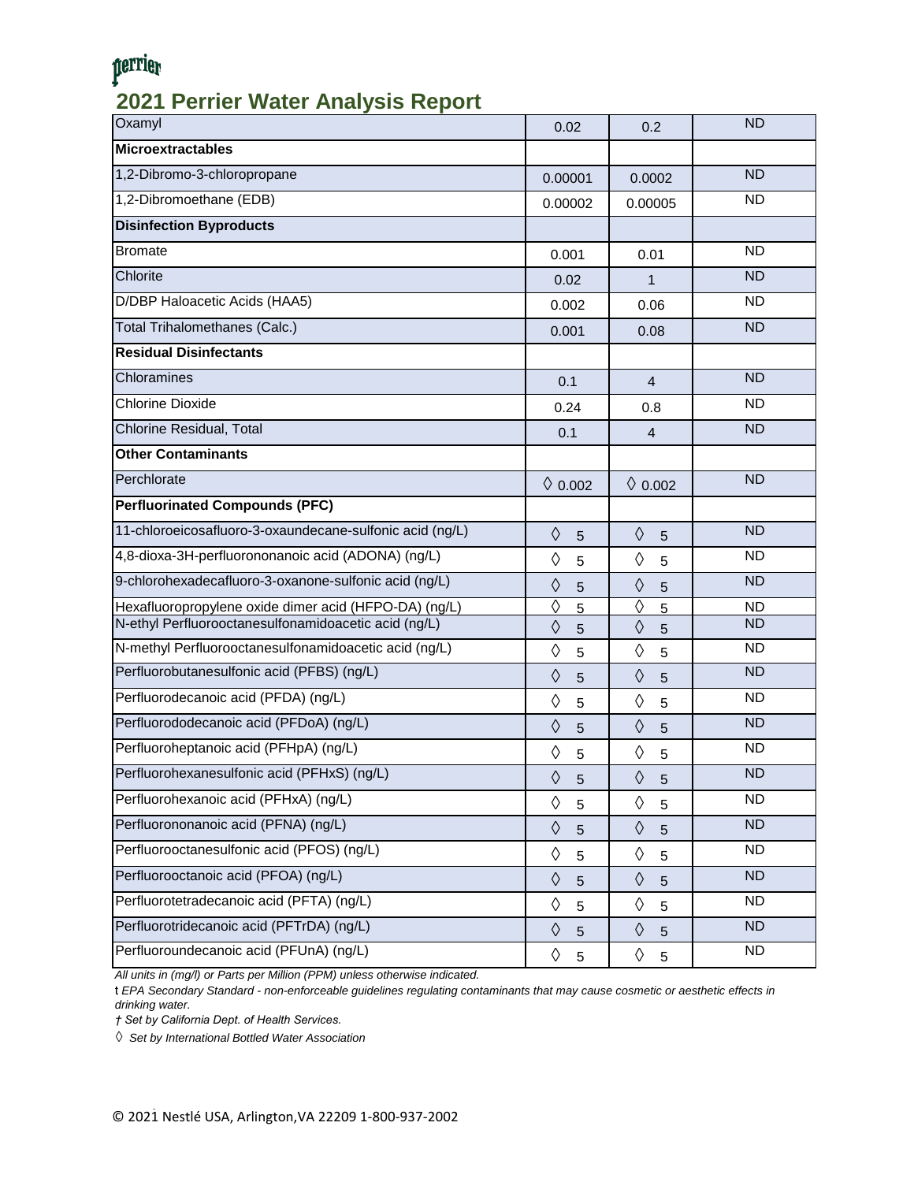# 2021 Perrier Water Analysis Report

| | | | |
|---|---|---|---|
| Oxamyl | 0.02 | 0.2 | ND |
| **Microextractables** | | | |
| 1,2-Dibromo-3-chloropropane | 0.00001 | 0.0002 | ND |
| 1,2-Dibromoethane (EDB) | 0.00002 | 0.00005 | ND |
| **Disinfection Byproducts** | | | |
| Bromate | 0.001 | 0.01 | ND |
| Chlorite | 0.02 | 1 | ND |
| D/DBP Haloacetic Acids (HAA5) | 0.002 | 0.06 | ND |
| Total Trihalomethanes (Calc.) | 0.001 | 0.08 | ND |
| **Residual Disinfectants** | | | |
| Chloramines | 0.1 | 4 | ND |
| Chlorine Dioxide | 0.24 | 0.8 | ND |
| Chlorine Residual, Total | 0.1 | 4 | ND |
| **Other Contaminants** | | | |
| Perchlorate | ◊ 0.002 | ◊ 0.002 | ND |
| **Perfluorinated Compounds (PFC)** | | | |
| 11-chloroeicosafluoro-3-oxaundecane-sulfonic acid (ng/L) | ◊ 5 | ◊ 5 | ND |
| 4,8-dioxa-3H-perfluorononanoic acid (ADONA) (ng/L) | ◊ 5 | ◊ 5 | ND |
| 9-chlorohexadecafluoro-3-oxanone-sulfonic acid (ng/L) | ◊ 5 | ◊ 5 | ND |
| Hexafluoropropylene oxide dimer acid (HFPO-DA) (ng/L) | ◊ 5 | ◊ 5 | ND |
| N-ethyl Perfluorooctanesulfonamidoacetic acid (ng/L) | ◊ 5 | ◊ 5 | ND |
| N-methyl Perfluorooctanesulfonamidoacetic acid (ng/L) | ◊ 5 | ◊ 5 | ND |
| Perfluorobutanesulfonic acid (PFBS) (ng/L) | ◊ 5 | ◊ 5 | ND |
| Perfluorodecanoic acid (PFDA) (ng/L) | ◊ 5 | ◊ 5 | ND |
| Perfluorododecanoic acid (PFDoA) (ng/L) | ◊ 5 | ◊ 5 | ND |
| Perfluoroheptanoic acid (PFHpA) (ng/L) | ◊ 5 | ◊ 5 | ND |
| Perfluorohexanesulfonic acid (PFHxS) (ng/L) | ◊ 5 | ◊ 5 | ND |
| Perfluorohexanoic acid (PFHxA) (ng/L) | ◊ 5 | ◊ 5 | ND |
| Perfluorononanoic acid (PFNA) (ng/L) | ◊ 5 | ◊ 5 | ND |
| Perfluorooctanesulfonic acid (PFOS) (ng/L) | ◊ 5 | ◊ 5 | ND |
| Perfluorooctanoic acid (PFOA) (ng/L) | ◊ 5 | ◊ 5 | ND |
| Perfluorotetradecanoic acid (PFTA) (ng/L) | ◊ 5 | ◊ 5 | ND |
| Perfluorotridecanoic acid (PFTrDA) (ng/L) | ◊ 5 | ◊ 5 | ND |
| Perfluoroundecanoic acid (PFUnA) (ng/L) | ◊ 5 | ◊ 5 | ND |

*All units in (mg/l) or Parts per Million (PPM) unless otherwise indicated.*

t *EPA Secondary Standard - non-enforceable guidelines regulating contaminants that may cause cosmetic or aesthetic effects in drinking water.*

*† Set by California Dept. of Health Services.*

◊ *Set by International Bottled Water Association*

© 2021 Nestlé USA, Arlington,VA 22209 1-800-937-2002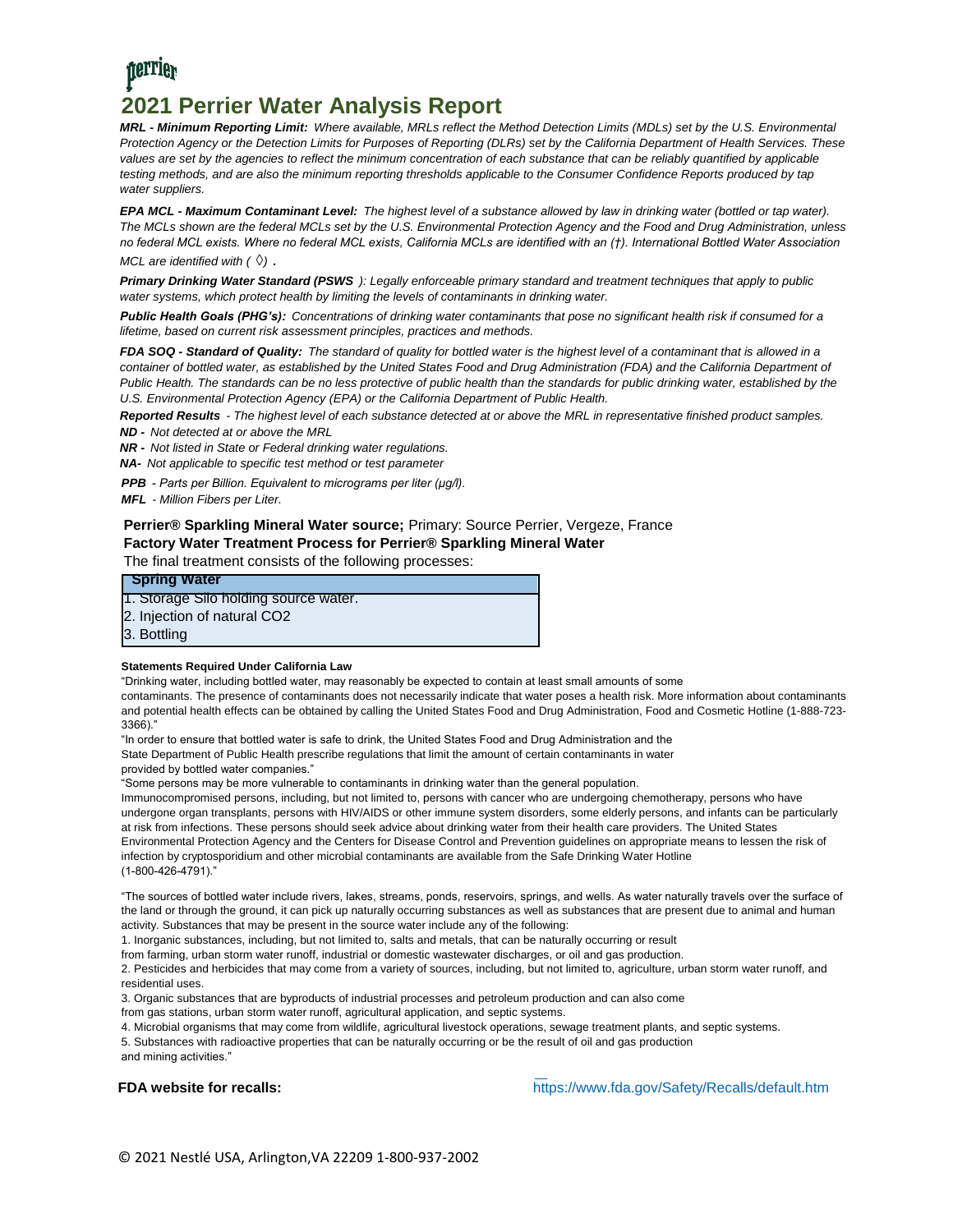perrier

# 2021 Perrier Water Analysis Report

***MRL - Minimum Reporting Limit:*** *Where available, MRLs reflect the Method Detection Limits (MDLs) set by the U.S. Environmental Protection Agency or the Detection Limits for Purposes of Reporting (DLRs) set by the California Department of Health Services. These values are set by the agencies to reflect the minimum concentration of each substance that can be reliably quantified by applicable testing methods, and are also the minimum reporting thresholds applicable to the Consumer Confidence Reports produced by tap water suppliers.*

***EPA MCL - Maximum Contaminant Level:*** *The highest level of a substance allowed by law in drinking water (bottled or tap water). The MCLs shown are the federal MCLs set by the U.S. Environmental Protection Agency and the Food and Drug Administration, unless no federal MCL exists. Where no federal MCL exists, California MCLs are identified with an (†). International Bottled Water Association MCL are identified with ( ◊) .*

***Primary Drinking Water Standard (PSWS ):*** *Legally enforceable primary standard and treatment techniques that apply to public water systems, which protect health by limiting the levels of contaminants in drinking water.*

***Public Health Goals (PHG's):*** *Concentrations of drinking water contaminants that pose no significant health risk if consumed for a lifetime, based on current risk assessment principles, practices and methods.*

***FDA SOQ - Standard of Quality:*** *The standard of quality for bottled water is the highest level of a contaminant that is allowed in a container of bottled water, as established by the United States Food and Drug Administration (FDA) and the California Department of Public Health. The standards can be no less protective of public health than the standards for public drinking water, established by the U.S. Environmental Protection Agency (EPA) or the California Department of Public Health.*

***Reported Results*** *- The highest level of each substance detected at or above the MRL in representative finished product samples.*

***ND -*** *Not detected at or above the MRL*

***NR -*** *Not listed in State or Federal drinking water regulations.*

***NA-*** *Not applicable to specific test method or test parameter*

***PPB*** *- Parts per Billion. Equivalent to micrograms per liter (µg/l).*

***MFL*** *- Million Fibers per Liter.*

**Perrier® Sparkling Mineral Water source;** Primary: Source Perrier, Vergeze, France

**Factory Water Treatment Process for Perrier® Sparkling Mineral Water**

The final treatment consists of the following processes:

| **Spring Water** |
|---|
| 1. Storage Silo holding source water. |
| 2. Injection of natural $CO_2$ |
| 3. Bottling |

**Statements Required Under California Law**

"Drinking water, including bottled water, may reasonably be expected to contain at least small amounts of some contaminants. The presence of contaminants does not necessarily indicate that water poses a health risk. More information about contaminants and potential health effects can be obtained by calling the United States Food and Drug Administration, Food and Cosmetic Hotline (1-888-723-3366)."

"In order to ensure that bottled water is safe to drink, the United States Food and Drug Administration and the State Department of Public Health prescribe regulations that limit the amount of certain contaminants in water provided by bottled water companies."

"Some persons may be more vulnerable to contaminants in drinking water than the general population. Immunocompromised persons, including, but not limited to, persons with cancer who are undergoing chemotherapy, persons who have undergone organ transplants, persons with HIV/AIDS or other immune system disorders, some elderly persons, and infants can be particularly at risk from infections. These persons should seek advice about drinking water from their health care providers. The United States Environmental Protection Agency and the Centers for Disease Control and Prevention guidelines on appropriate means to lessen the risk of infection by cryptosporidium and other microbial contaminants are available from the Safe Drinking Water Hotline (1-800-426-4791)."

"The sources of bottled water include rivers, lakes, streams, ponds, reservoirs, springs, and wells. As water naturally travels over the surface of the land or through the ground, it can pick up naturally occurring substances as well as substances that are present due to animal and human activity. Substances that may be present in the source water include any of the following:

1. Inorganic substances, including, but not limited to, salts and metals, that can be naturally occurring or result from farming, urban storm water runoff, industrial or domestic wastewater discharges, or oil and gas production.
2. Pesticides and herbicides that may come from a variety of sources, including, but not limited to, agriculture, urban storm water runoff, and residential uses.
3. Organic substances that are byproducts of industrial processes and petroleum production and can also come from gas stations, urban storm water runoff, agricultural application, and septic systems.
4. Microbial organisms that may come from wildlife, agricultural livestock operations, sewage treatment plants, and septic systems.
5. Substances with radioactive properties that can be naturally occurring or be the result of oil and gas production and mining activities."

**FDA website for recalls:** https://www.fda.gov/Safety/Recalls/default.htm

© 2021 Nestlé USA, Arlington,VA 22209 1-800-937-2002